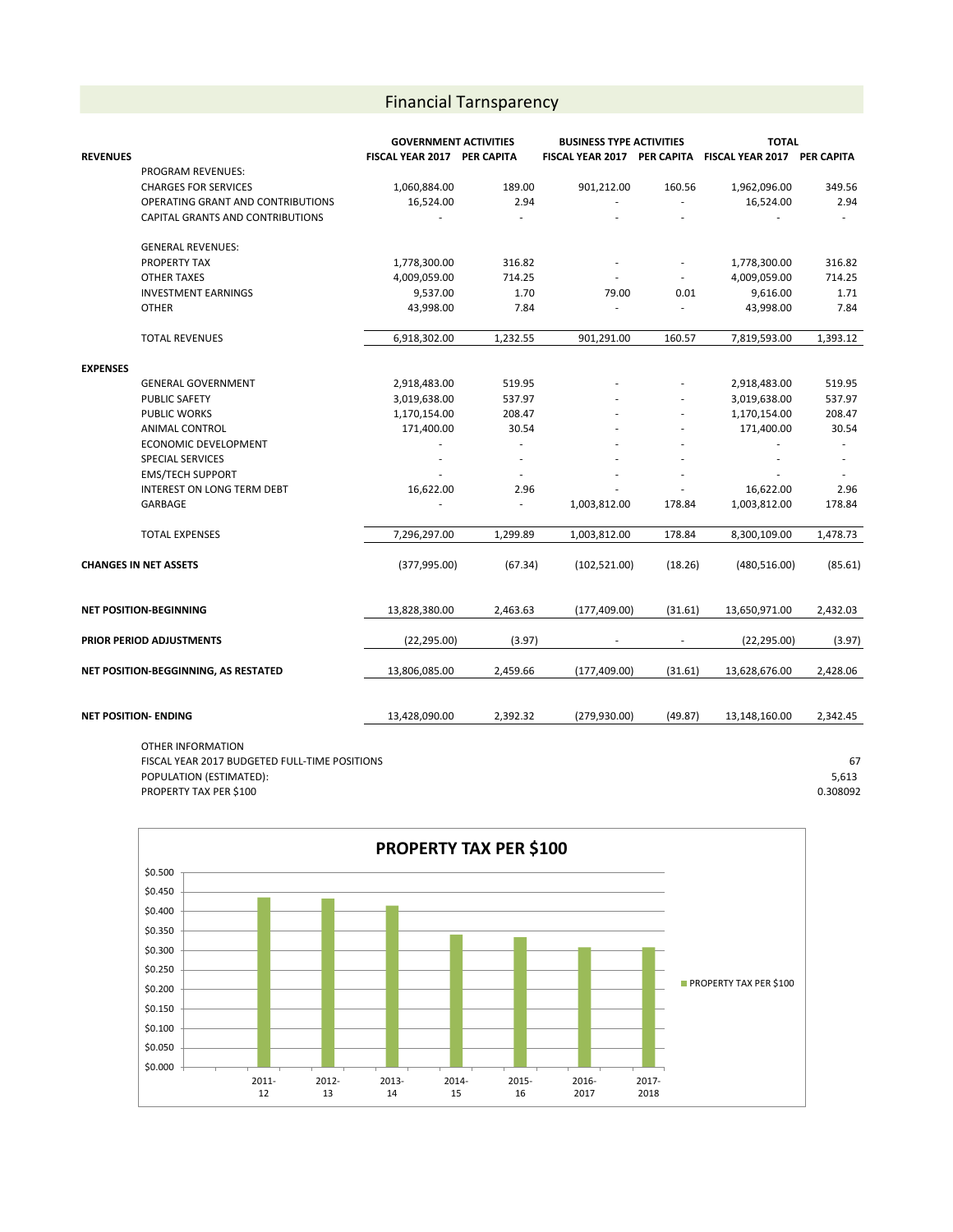# Financial Tarnsparency

| REVENUES | | GOVERNMENT ACTIVITIES FISCAL YEAR 2017 | PER CAPITA | BUSINESS TYPE ACTIVITIES FISCAL YEAR 2017 | PER CAPITA | TOTAL FISCAL YEAR 2017 | PER CAPITA |
|---|---|---|---|---|---|---|---|
| | PROGRAM REVENUES: | | | | | | |
| | CHARGES FOR SERVICES | 1,060,884.00 | 189.00 | 901,212.00 | 160.56 | 1,962,096.00 | 349.56 |
| | OPERATING GRANT AND CONTRIBUTIONS | 16,524.00 | 2.94 | - | - | 16,524.00 | 2.94 |
| | CAPITAL GRANTS AND CONTRIBUTIONS | - | - | - | - | - | - |
| | GENERAL REVENUES: | | | | | | |
| | PROPERTY TAX | 1,778,300.00 | 316.82 | - | - | 1,778,300.00 | 316.82 |
| | OTHER TAXES | 4,009,059.00 | 714.25 | - | - | 4,009,059.00 | 714.25 |
| | INVESTMENT EARNINGS | 9,537.00 | 1.70 | 79.00 | 0.01 | 9,616.00 | 1.71 |
| | OTHER | 43,998.00 | 7.84 | - | - | 43,998.00 | 7.84 |
| | TOTAL REVENUES | 6,918,302.00 | 1,232.55 | 901,291.00 | 160.57 | 7,819,593.00 | 1,393.12 |
| **EXPENSES** | | | | | | | |
| | GENERAL GOVERNMENT | 2,918,483.00 | 519.95 | - | - | 2,918,483.00 | 519.95 |
| | PUBLIC SAFETY | 3,019,638.00 | 537.97 | - | - | 3,019,638.00 | 537.97 |
| | PUBLIC WORKS | 1,170,154.00 | 208.47 | - | - | 1,170,154.00 | 208.47 |
| | ANIMAL CONTROL | 171,400.00 | 30.54 | - | - | 171,400.00 | 30.54 |
| | ECONOMIC DEVELOPMENT | - | - | - | - | - | - |
| | SPECIAL SERVICES | - | - | - | - | - | - |
| | EMS/TECH SUPPORT | - | - | - | - | - | - |
| | INTEREST ON LONG TERM DEBT | 16,622.00 | 2.96 | - | - | 16,622.00 | 2.96 |
| | GARBAGE | - | - | 1,003,812.00 | 178.84 | 1,003,812.00 | 178.84 |
| | TOTAL EXPENSES | 7,296,297.00 | 1,299.89 | 1,003,812.00 | 178.84 | 8,300,109.00 | 1,478.73 |
| **CHANGES IN NET ASSETS** | | (377,995.00) | (67.34) | (102,521.00) | (18.26) | (480,516.00) | (85.61) |
| **NET POSITION-BEGINNING** | | 13,828,380.00 | 2,463.63 | (177,409.00) | (31.61) | 13,650,971.00 | 2,432.03 |
| **PRIOR PERIOD ADJUSTMENTS** | | (22,295.00) | (3.97) | - | - | (22,295.00) | (3.97) |
| **NET POSITION-BEGGINNING, AS RESTATED** | | 13,806,085.00 | 2,459.66 | (177,409.00) | (31.61) | 13,628,676.00 | 2,428.06 |
| **NET POSITION- ENDING** | | 13,428,090.00 | 2,392.32 | (279,930.00) | (49.87) | 13,148,160.00 | 2,342.45 |

OTHER INFORMATION

| | |
|---|---|
| FISCAL YEAR 2017 BUDGETED FULL-TIME POSITIONS | 67 |
| POPULATION (ESTIMATED): | 5,613 |
| PROPERTY TAX PER $100 | 0.308092 |

**PROPERTY TAX PER $100**

| Year | PROPERTY TAX PER $100 |
|---|---|
| 2011-12 | ~$0.435 |
| 2012-13 | ~$0.433 |
| 2013-14 | ~$0.414 |
| 2014-15 | ~$0.340 |
| 2015-16 | ~$0.333 |
| 2016-2017 | ~$0.308 |
| 2017-2018 | ~$0.308 |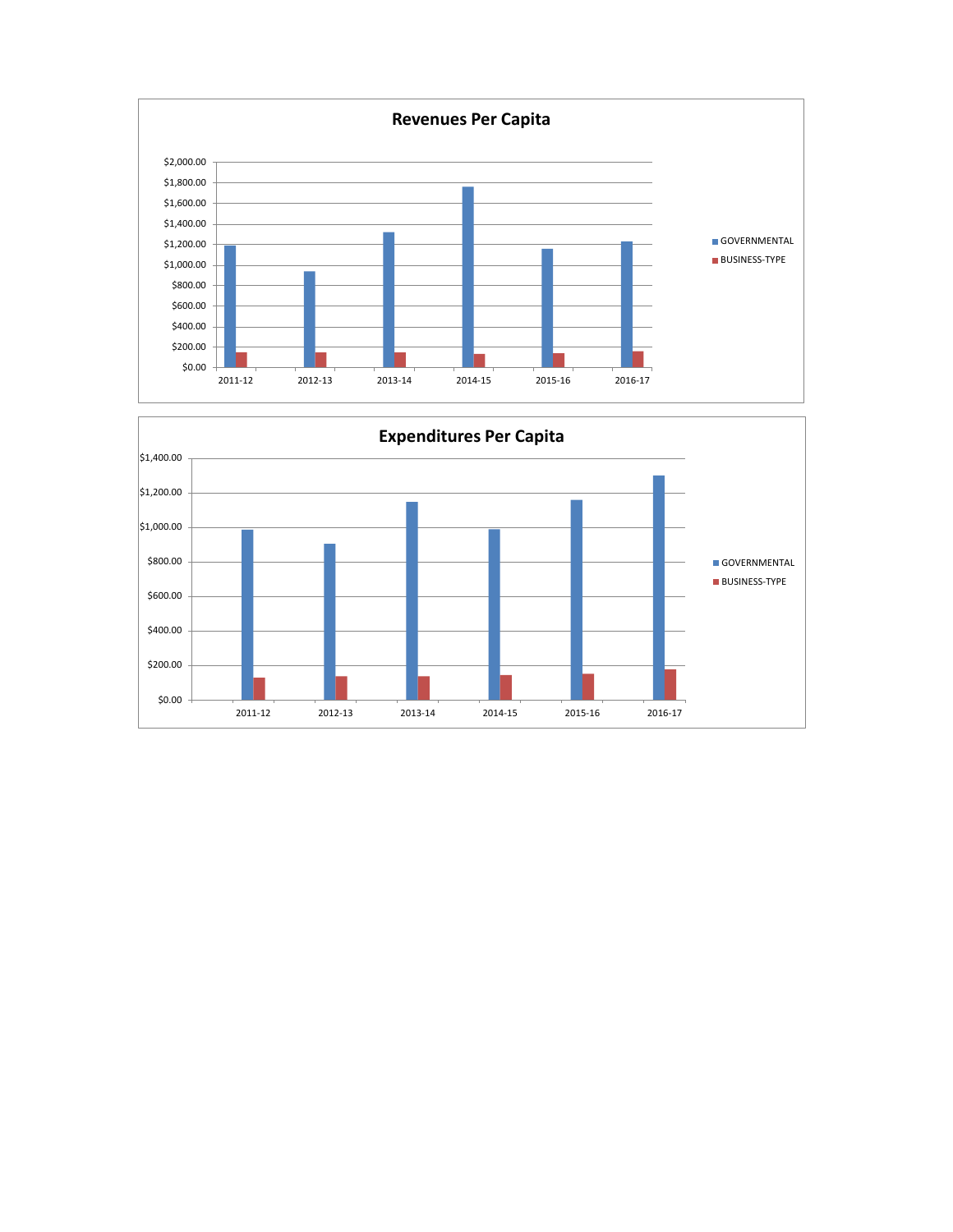Revenues Per Capita

$2,000.00
$1,800.00
$1,600.00
$1,400.00
$1,200.00
$1,000.00
$800.00
$600.00
$400.00
$200.00
$0.00

2011-12
2012-13
2013-14
2014-15
2015-16
2016-17

GOVERNMENTAL
BUSINESS-TYPE

Expenditures Per Capita

$1,400.00
$1,200.00
$1,000.00
$800.00
$600.00
$400.00
$200.00
$0.00

2011-12
2012-13
2013-14
2014-15
2015-16
2016-17

GOVERNMENTAL
BUSINESS-TYPE